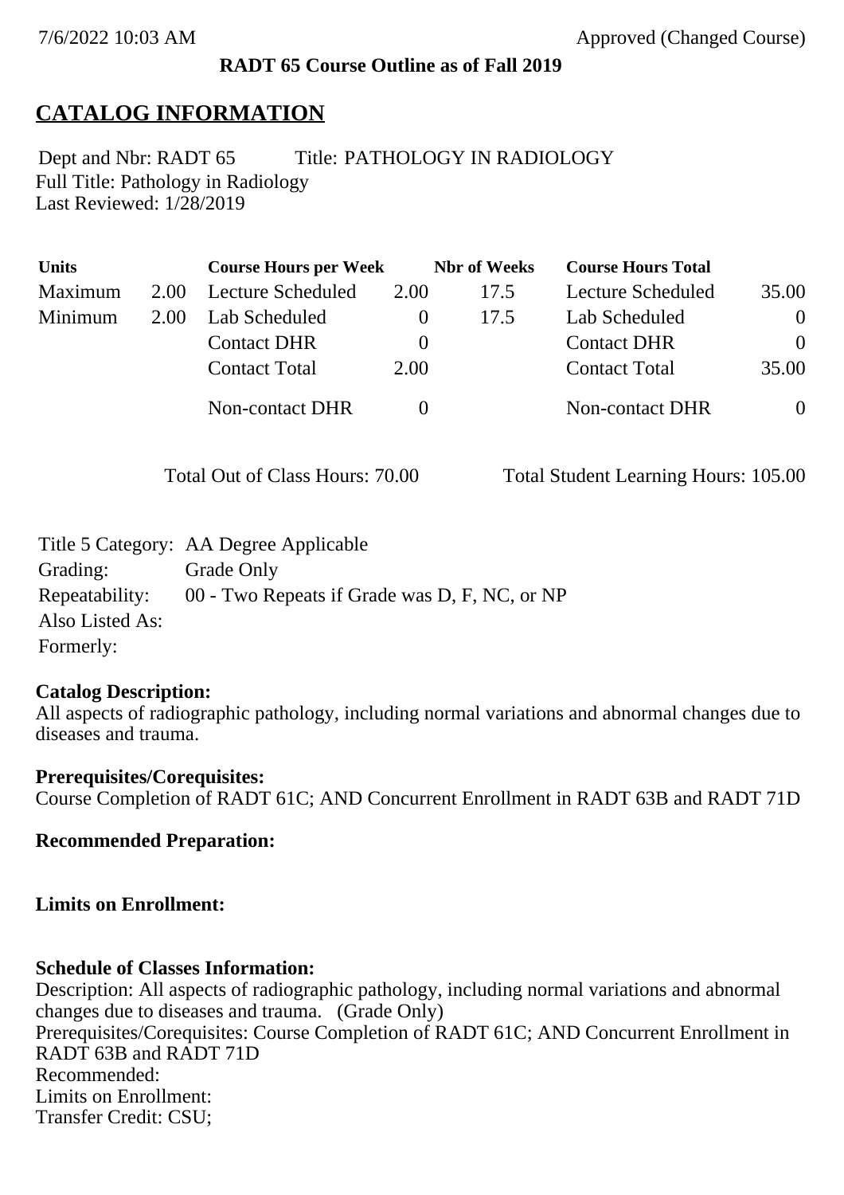7/6/2022 10:03 AM Approved (Changed Course)

**RADT 65 Course Outline as of Fall 2019**

# CATALOG INFORMATION

Dept and Nbr: RADT 65 Title: PATHOLOGY IN RADIOLOGY
Full Title: Pathology in Radiology
Last Reviewed: 1/28/2019

| Units | | Course Hours per Week | | Nbr of Weeks | Course Hours Total | |
|---|---|---|---|---|---|---|
| Maximum | 2.00 | Lecture Scheduled | 2.00 | 17.5 | Lecture Scheduled | 35.00 |
| Minimum | 2.00 | Lab Scheduled | 0 | 17.5 | Lab Scheduled | 0 |
| | | Contact DHR | 0 | | Contact DHR | 0 |
| | | Contact Total | 2.00 | | Contact Total | 35.00 |
| | | Non-contact DHR | 0 | | Non-contact DHR | 0 |

Total Out of Class Hours: 70.00 Total Student Learning Hours: 105.00

Title 5 Category: AA Degree Applicable
Grading: Grade Only
Repeatability: 00 - Two Repeats if Grade was D, F, NC, or NP
Also Listed As:
Formerly:

**Catalog Description:**
All aspects of radiographic pathology, including normal variations and abnormal changes due to diseases and trauma.

**Prerequisites/Corequisites:**
Course Completion of RADT 61C; AND Concurrent Enrollment in RADT 63B and RADT 71D

**Recommended Preparation:**

**Limits on Enrollment:**

**Schedule of Classes Information:**
Description: All aspects of radiographic pathology, including normal variations and abnormal changes due to diseases and trauma. (Grade Only)
Prerequisites/Corequisites: Course Completion of RADT 61C; AND Concurrent Enrollment in RADT 63B and RADT 71D
Recommended:
Limits on Enrollment:
Transfer Credit: CSU;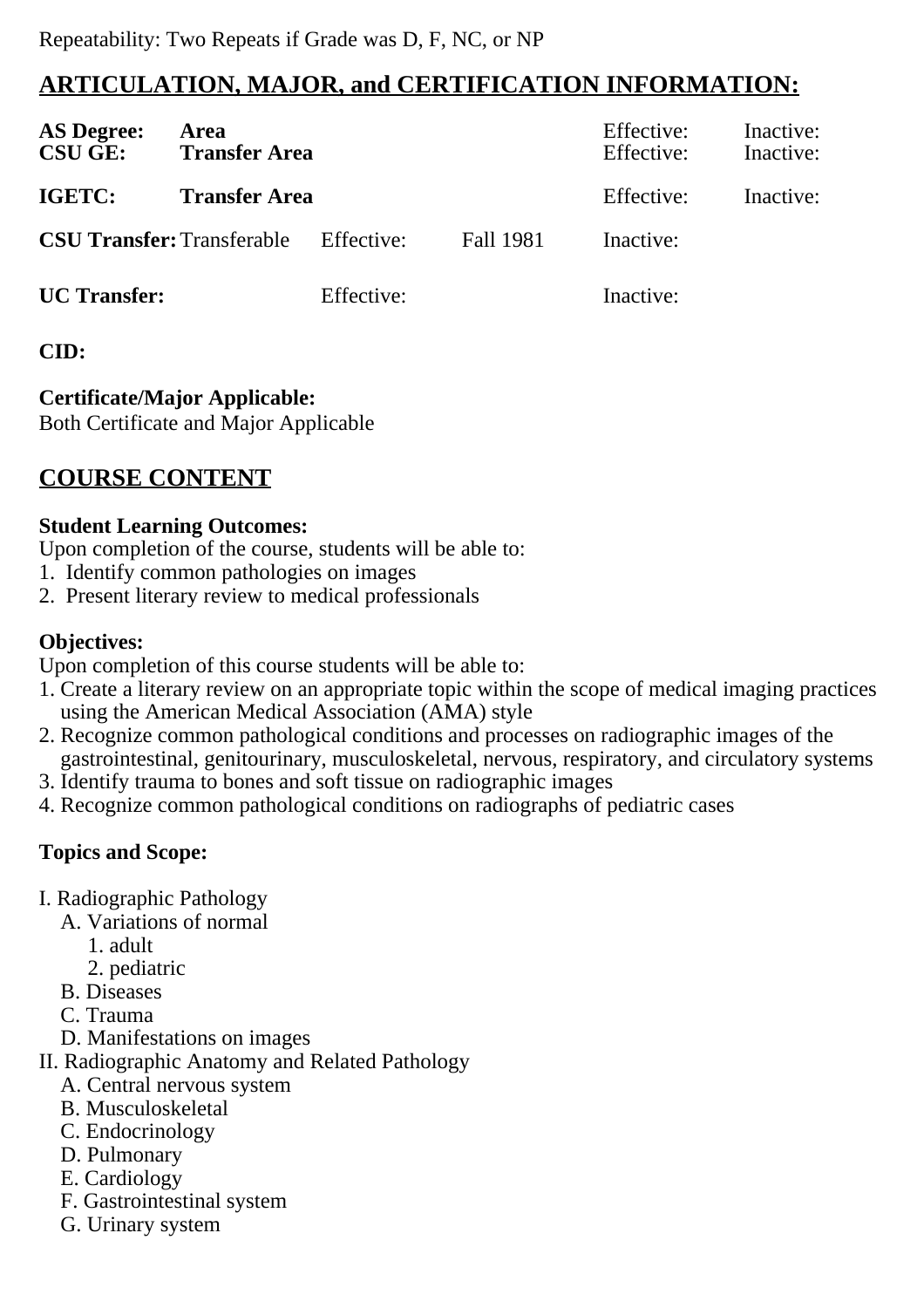Repeatability: Two Repeats if Grade was D, F, NC, or NP

## ARTICULATION, MAJOR, and CERTIFICATION INFORMATION:

| | | | | | |
|---|---|---|---|---|---|
| **AS Degree:** | **Area** | | | Effective: | Inactive: |
| **CSU GE:** | **Transfer Area** | | | Effective: | Inactive: |
| **IGETC:** | **Transfer Area** | | | Effective: | Inactive: |
| **CSU Transfer:** | Transferable | Effective: | Fall 1981 | Inactive: | |
| **UC Transfer:** | | Effective: | | Inactive: | |

**CID:**

**Certificate/Major Applicable:**
Both Certificate and Major Applicable

## COURSE CONTENT

**Student Learning Outcomes:**
Upon completion of the course, students will be able to:
1. Identify common pathologies on images
2. Present literary review to medical professionals

**Objectives:**
Upon completion of this course students will be able to:
1. Create a literary review on an appropriate topic within the scope of medical imaging practices using the American Medical Association (AMA) style
2. Recognize common pathological conditions and processes on radiographic images of the gastrointestinal, genitourinary, musculoskeletal, nervous, respiratory, and circulatory systems
3. Identify trauma to bones and soft tissue on radiographic images
4. Recognize common pathological conditions on radiographs of pediatric cases

**Topics and Scope:**

I. Radiographic Pathology
- A. Variations of normal
  - 1. adult
  - 2. pediatric
- B. Diseases
- C. Trauma
- D. Manifestations on images

II. Radiographic Anatomy and Related Pathology
- A. Central nervous system
- B. Musculoskeletal
- C. Endocrinology
- D. Pulmonary
- E. Cardiology
- F. Gastrointestinal system
- G. Urinary system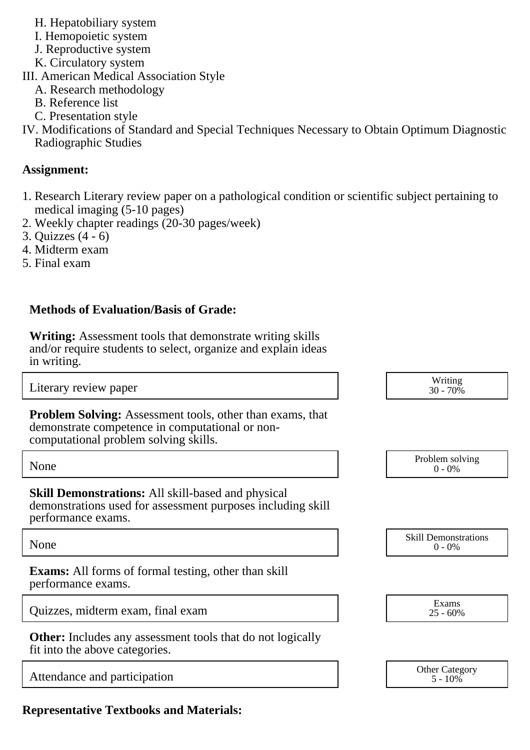H. Hepatobiliary system
   I. Hemopoietic system
   J. Reproductive system
   K. Circulatory system

III. American Medical Association Style
   A. Research methodology
   B. Reference list
   C. Presentation style

IV. Modifications of Standard and Special Techniques Necessary to Obtain Optimum Diagnostic Radiographic Studies

**Assignment:**

1. Research Literary review paper on a pathological condition or scientific subject pertaining to medical imaging (5-10 pages)
2. Weekly chapter readings (20-30 pages/week)
3. Quizzes (4 - 6)
4. Midterm exam
5. Final exam

**Methods of Evaluation/Basis of Grade:**

**Writing:** Assessment tools that demonstrate writing skills and/or require students to select, organize and explain ideas in writing.

| Literary review paper | Writing 30 - 70% |
| --- | --- |

**Problem Solving:** Assessment tools, other than exams, that demonstrate competence in computational or non-computational problem solving skills.

| None | Problem solving 0 - 0% |
| --- | --- |

**Skill Demonstrations:** All skill-based and physical demonstrations used for assessment purposes including skill performance exams.

| None | Skill Demonstrations 0 - 0% |
| --- | --- |

**Exams:** All forms of formal testing, other than skill performance exams.

| Quizzes, midterm exam, final exam | Exams 25 - 60% |
| --- | --- |

**Other:** Includes any assessment tools that do not logically fit into the above categories.

| Attendance and participation | Other Category 5 - 10% |
| --- | --- |

**Representative Textbooks and Materials:**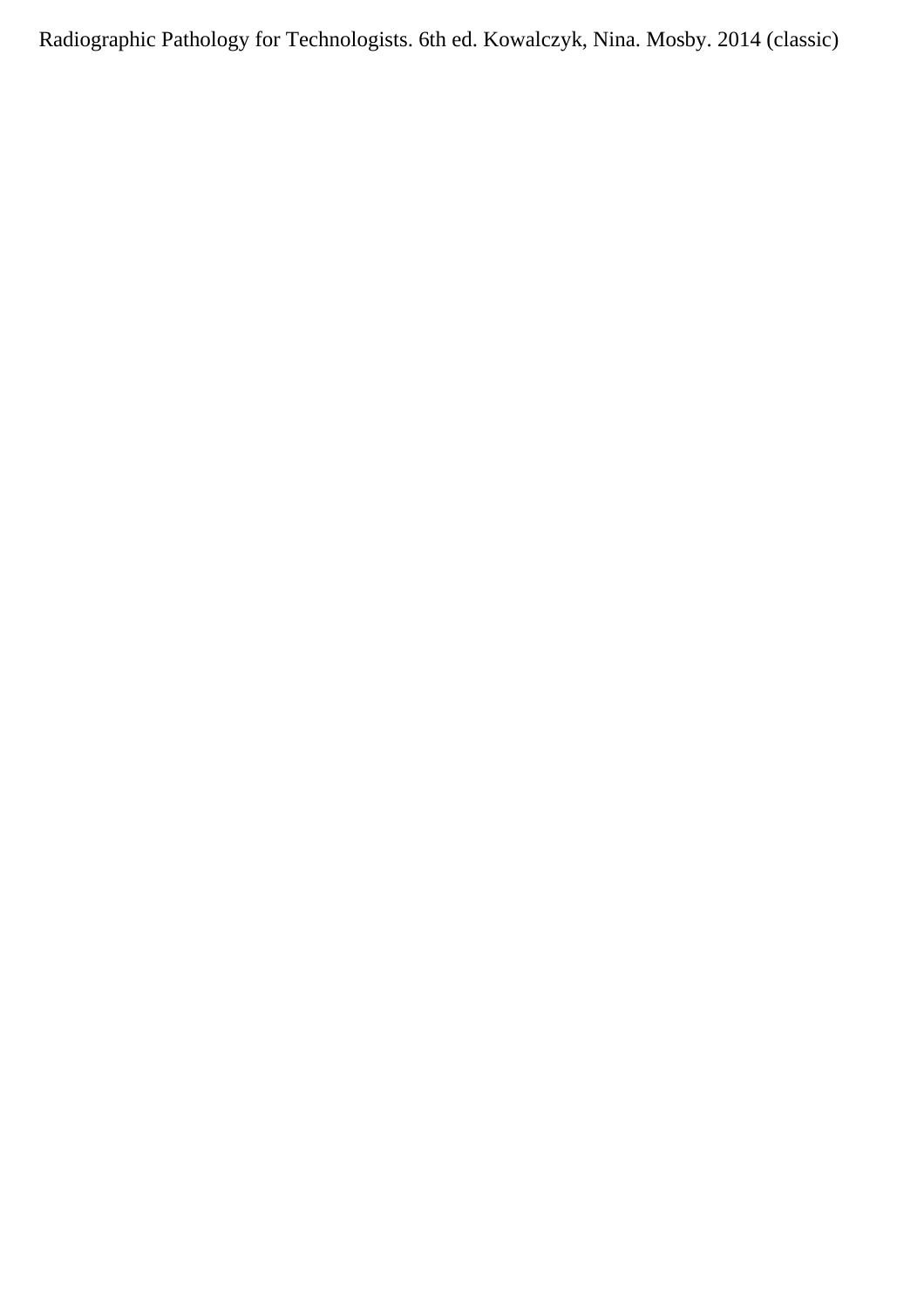Radiographic Pathology for Technologists. 6th ed. Kowalczyk, Nina. Mosby. 2014 (classic)